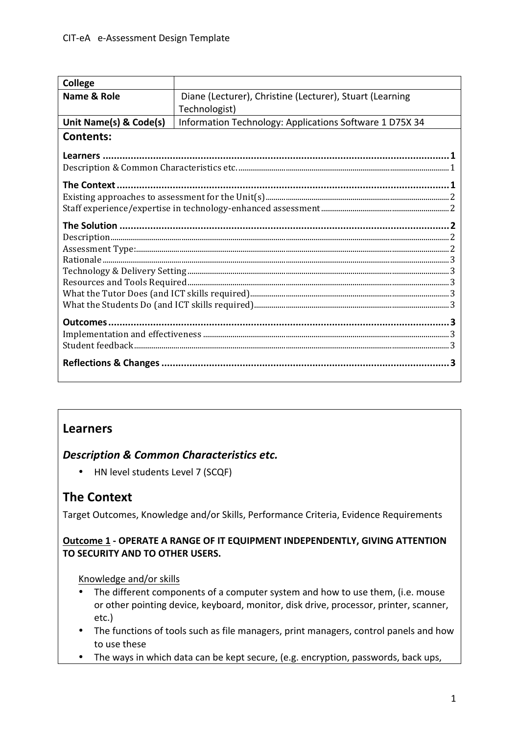CIT-eA e-Assessment Design Template

| College | |
|---|---|
| Name & Role | Diane (Lecturer), Christine (Lecturer), Stuart (Learning Technologist) |
| Unit Name(s) & Code(s) | Information Technology: Applications Software 1 D75X 34 |

**Contents:**

**Learners** ..... 1
Description & Common Characteristics etc. ..... 1

**The Context** ..... 1
Existing approaches to assessment for the Unit(s) ..... 2
Staff experience/expertise in technology-enhanced assessment ..... 2

**The Solution** ..... 2
Description ..... 2
Assessment Type: ..... 2
Rationale ..... 3
Technology & Delivery Setting ..... 3
Resources and Tools Required ..... 3
What the Tutor Does (and ICT skills required) ..... 3
What the Students Do (and ICT skills required) ..... 3

**Outcomes** ..... 3
Implementation and effectiveness ..... 3
Student feedback ..... 3

**Reflections & Changes** ..... 3

## Learners

### *Description & Common Characteristics etc.*

- HN level students Level 7 (SCQF)

## The Context

Target Outcomes, Knowledge and/or Skills, Performance Criteria, Evidence Requirements

**Outcome 1 - OPERATE A RANGE OF IT EQUIPMENT INDEPENDENTLY, GIVING ATTENTION TO SECURITY AND TO OTHER USERS.**

Knowledge and/or skills

- The different components of a computer system and how to use them, (i.e. mouse or other pointing device, keyboard, monitor, disk drive, processor, printer, scanner, etc.)
- The functions of tools such as file managers, print managers, control panels and how to use these
- The ways in which data can be kept secure, (e.g. encryption, passwords, back ups,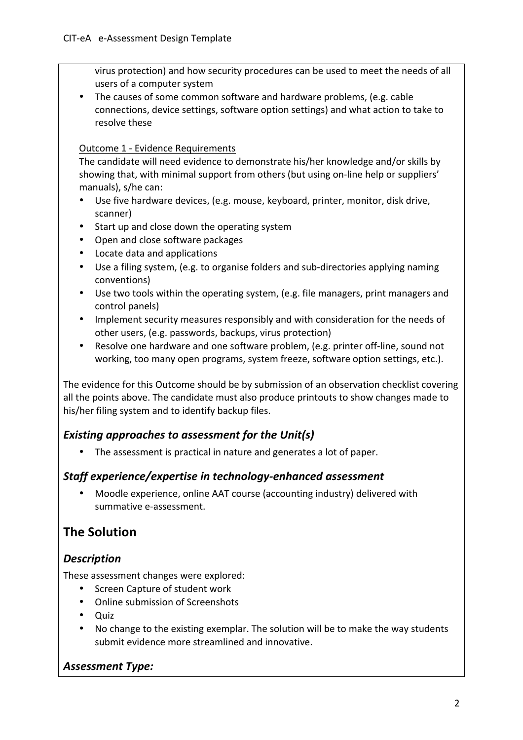virus protection) and how security procedures can be used to meet the needs of all users of a computer system
- The causes of some common software and hardware problems, (e.g. cable connections, device settings, software option settings) and what action to take to resolve these

Outcome 1 - Evidence Requirements

The candidate will need evidence to demonstrate his/her knowledge and/or skills by showing that, with minimal support from others (but using on-line help or suppliers' manuals), s/he can:

- Use five hardware devices, (e.g. mouse, keyboard, printer, monitor, disk drive, scanner)
- Start up and close down the operating system
- Open and close software packages
- Locate data and applications
- Use a filing system, (e.g. to organise folders and sub-directories applying naming conventions)
- Use two tools within the operating system, (e.g. file managers, print managers and control panels)
- Implement security measures responsibly and with consideration for the needs of other users, (e.g. passwords, backups, virus protection)
- Resolve one hardware and one software problem, (e.g. printer off-line, sound not working, too many open programs, system freeze, software option settings, etc.).

The evidence for this Outcome should be by submission of an observation checklist covering all the points above. The candidate must also produce printouts to show changes made to his/her filing system and to identify backup files.

### *Existing approaches to assessment for the Unit(s)*

- The assessment is practical in nature and generates a lot of paper.

### *Staff experience/expertise in technology-enhanced assessment*

- Moodle experience, online AAT course (accounting industry) delivered with summative e-assessment.

## The Solution

### *Description*

These assessment changes were explored:

- Screen Capture of student work
- Online submission of Screenshots
- Quiz
- No change to the existing exemplar. The solution will be to make the way students submit evidence more streamlined and innovative.

### *Assessment Type:*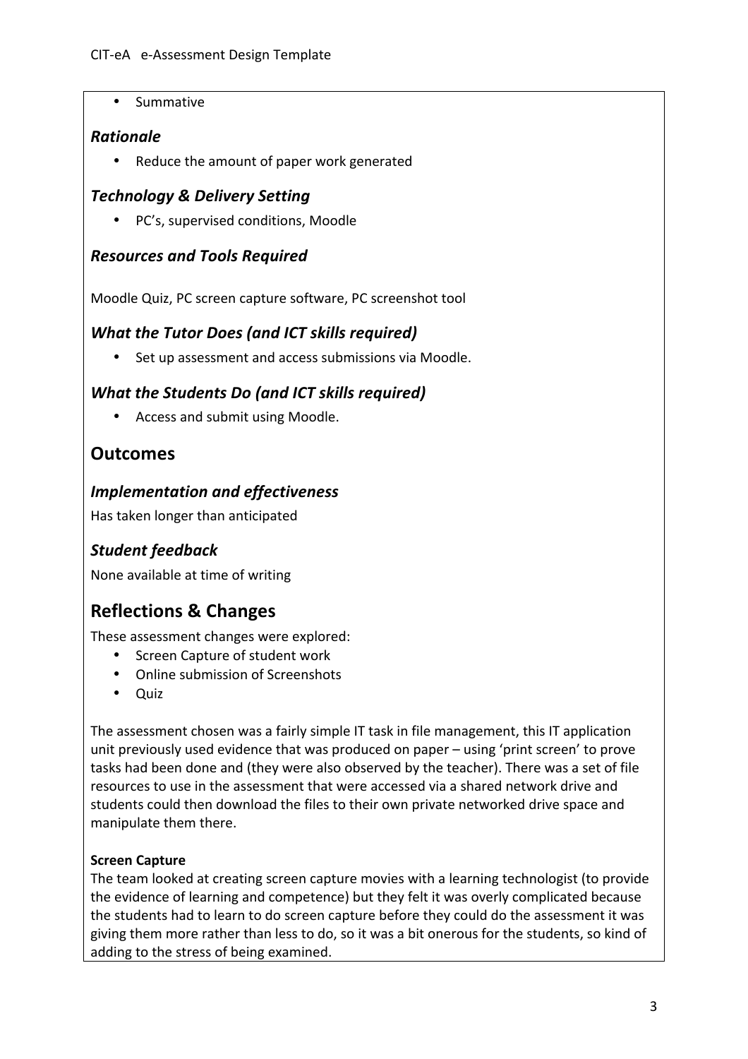- Summative

### *Rationale*

- Reduce the amount of paper work generated

### *Technology & Delivery Setting*

- PC's, supervised conditions, Moodle

### *Resources and Tools Required*

Moodle Quiz, PC screen capture software, PC screenshot tool

### *What the Tutor Does (and ICT skills required)*

- Set up assessment and access submissions via Moodle.

### *What the Students Do (and ICT skills required)*

- Access and submit using Moodle.

## Outcomes

### *Implementation and effectiveness*

Has taken longer than anticipated

### *Student feedback*

None available at time of writing

## Reflections & Changes

These assessment changes were explored:

- Screen Capture of student work
- Online submission of Screenshots
- Quiz

The assessment chosen was a fairly simple IT task in file management, this IT application unit previously used evidence that was produced on paper – using 'print screen' to prove tasks had been done and (they were also observed by the teacher). There was a set of file resources to use in the assessment that were accessed via a shared network drive and students could then download the files to their own private networked drive space and manipulate them there.

**Screen Capture**

The team looked at creating screen capture movies with a learning technologist (to provide the evidence of learning and competence) but they felt it was overly complicated because the students had to learn to do screen capture before they could do the assessment it was giving them more rather than less to do, so it was a bit onerous for the students, so kind of adding to the stress of being examined.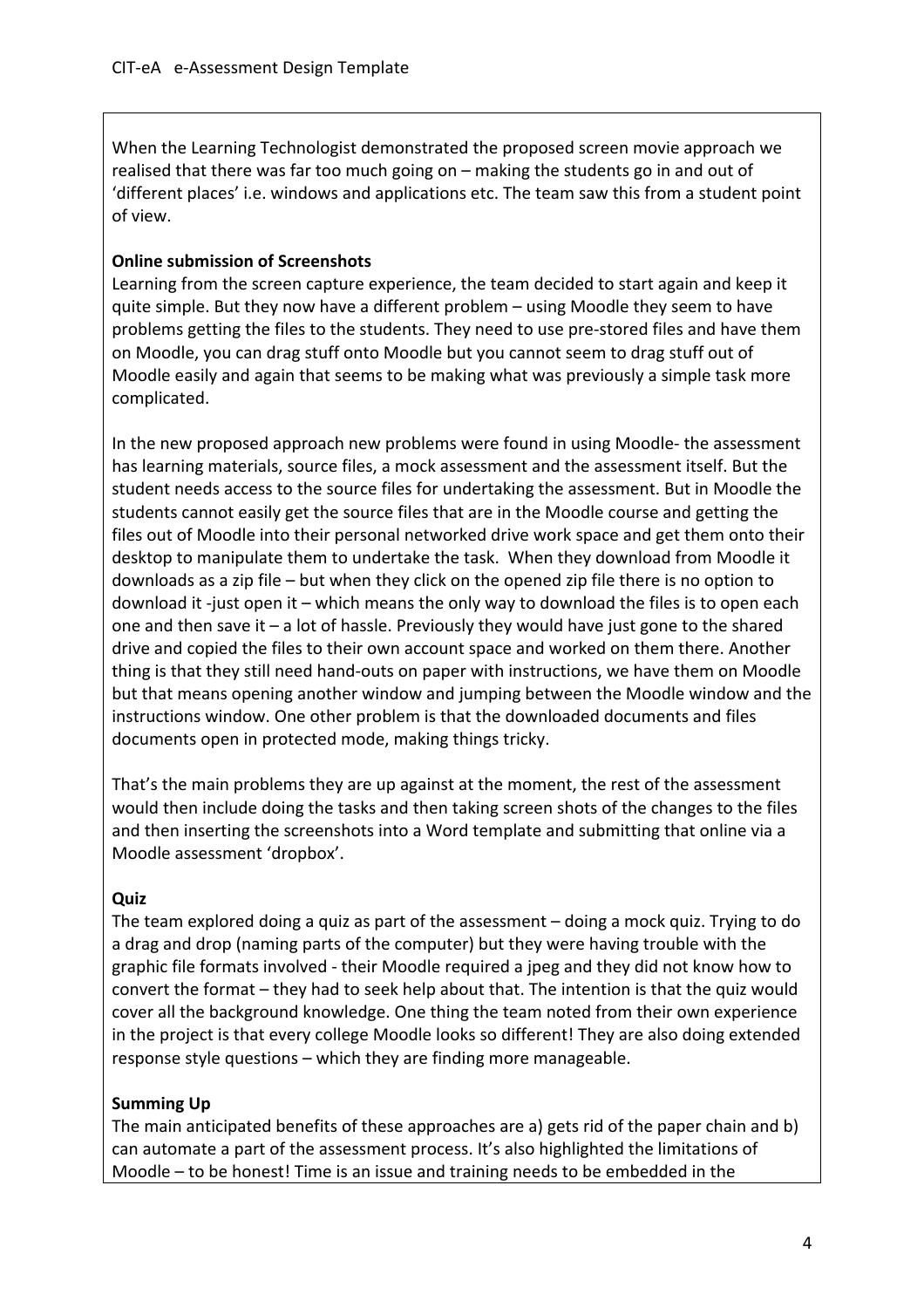When the Learning Technologist demonstrated the proposed screen movie approach we realised that there was far too much going on – making the students go in and out of 'different places' i.e. windows and applications etc. The team saw this from a student point of view.

**Online submission of Screenshots**

Learning from the screen capture experience, the team decided to start again and keep it quite simple. But they now have a different problem – using Moodle they seem to have problems getting the files to the students. They need to use pre-stored files and have them on Moodle, you can drag stuff onto Moodle but you cannot seem to drag stuff out of Moodle easily and again that seems to be making what was previously a simple task more complicated.

In the new proposed approach new problems were found in using Moodle- the assessment has learning materials, source files, a mock assessment and the assessment itself. But the student needs access to the source files for undertaking the assessment. But in Moodle the students cannot easily get the source files that are in the Moodle course and getting the files out of Moodle into their personal networked drive work space and get them onto their desktop to manipulate them to undertake the task. When they download from Moodle it downloads as a zip file – but when they click on the opened zip file there is no option to download it -just open it – which means the only way to download the files is to open each one and then save it – a lot of hassle. Previously they would have just gone to the shared drive and copied the files to their own account space and worked on them there. Another thing is that they still need hand-outs on paper with instructions, we have them on Moodle but that means opening another window and jumping between the Moodle window and the instructions window. One other problem is that the downloaded documents and files documents open in protected mode, making things tricky.

That's the main problems they are up against at the moment, the rest of the assessment would then include doing the tasks and then taking screen shots of the changes to the files and then inserting the screenshots into a Word template and submitting that online via a Moodle assessment 'dropbox'.

**Quiz**

The team explored doing a quiz as part of the assessment – doing a mock quiz. Trying to do a drag and drop (naming parts of the computer) but they were having trouble with the graphic file formats involved - their Moodle required a jpeg and they did not know how to convert the format – they had to seek help about that. The intention is that the quiz would cover all the background knowledge. One thing the team noted from their own experience in the project is that every college Moodle looks so different! They are also doing extended response style questions – which they are finding more manageable.

**Summing Up**

The main anticipated benefits of these approaches are a) gets rid of the paper chain and b) can automate a part of the assessment process. It's also highlighted the limitations of Moodle – to be honest! Time is an issue and training needs to be embedded in the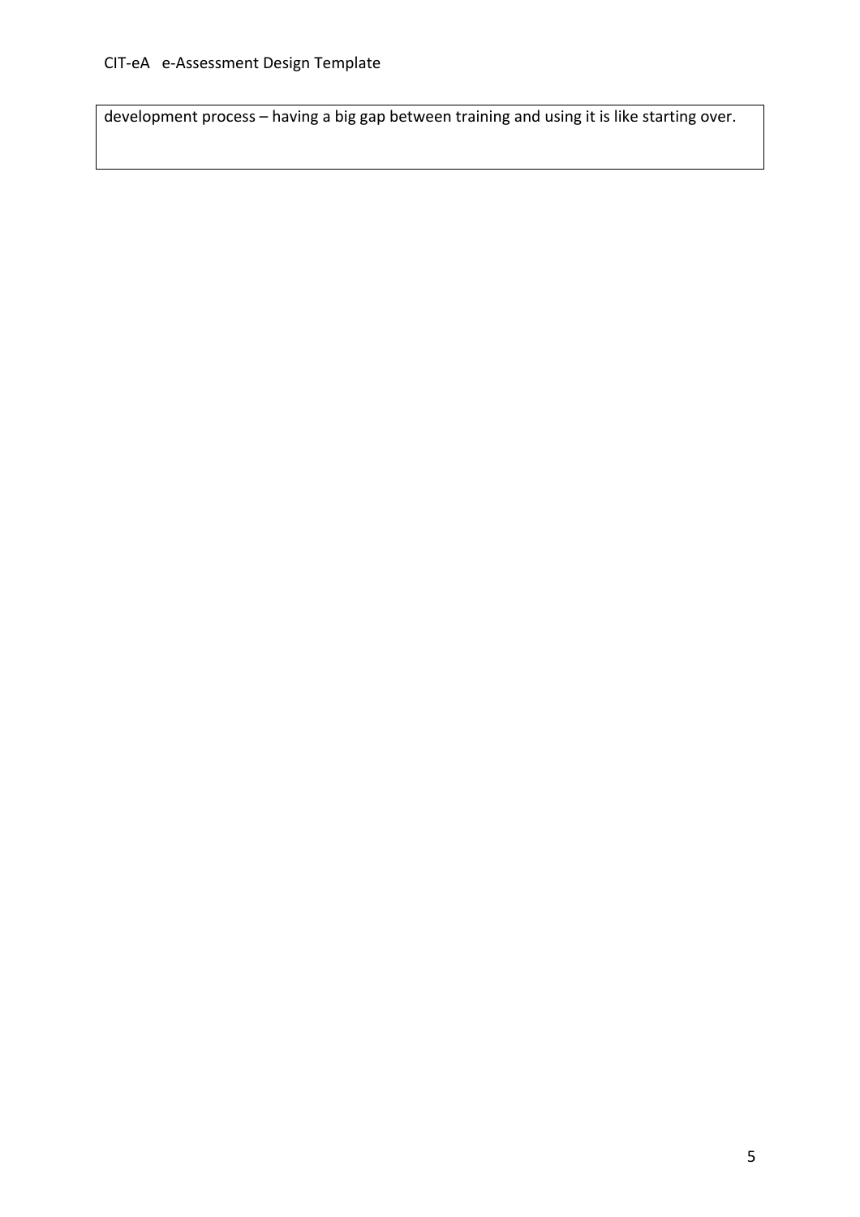development process – having a big gap between training and using it is like starting over.